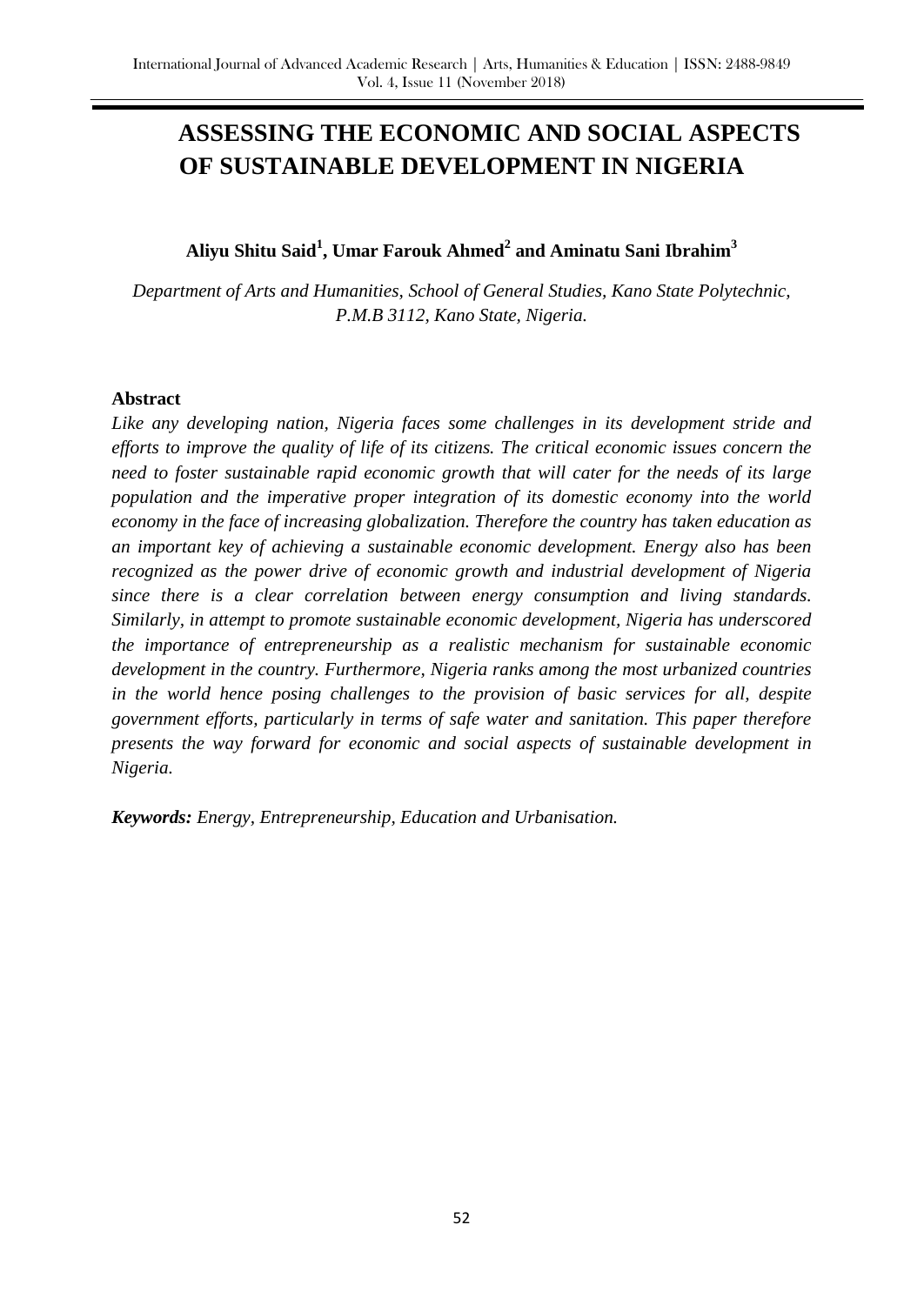# ASSESSING THE ECONOMIC AND SOCIAL ASPECTS OF SUSTAINABLE DEVELOPMENT IN NIGERIA

**Aliyu Shitu Said[1], Umar Farouk Ahmed[2] and Aminatu Sani Ibrahim[3]**

*Department of Arts and Humanities, School of General Studies, Kano State Polytechnic, P.M.B 3112, Kano State, Nigeria.*

## Abstract

*Like any developing nation, Nigeria faces some challenges in its development stride and efforts to improve the quality of life of its citizens. The critical economic issues concern the need to foster sustainable rapid economic growth that will cater for the needs of its large population and the imperative proper integration of its domestic economy into the world economy in the face of increasing globalization. Therefore the country has taken education as an important key of achieving a sustainable economic development. Energy also has been recognized as the power drive of economic growth and industrial development of Nigeria since there is a clear correlation between energy consumption and living standards. Similarly, in attempt to promote sustainable economic development, Nigeria has underscored the importance of entrepreneurship as a realistic mechanism for sustainable economic development in the country. Furthermore, Nigeria ranks among the most urbanized countries in the world hence posing challenges to the provision of basic services for all, despite government efforts, particularly in terms of safe water and sanitation. This paper therefore presents the way forward for economic and social aspects of sustainable development in Nigeria.*

***Keywords:*** *Energy, Entrepreneurship, Education and Urbanisation.*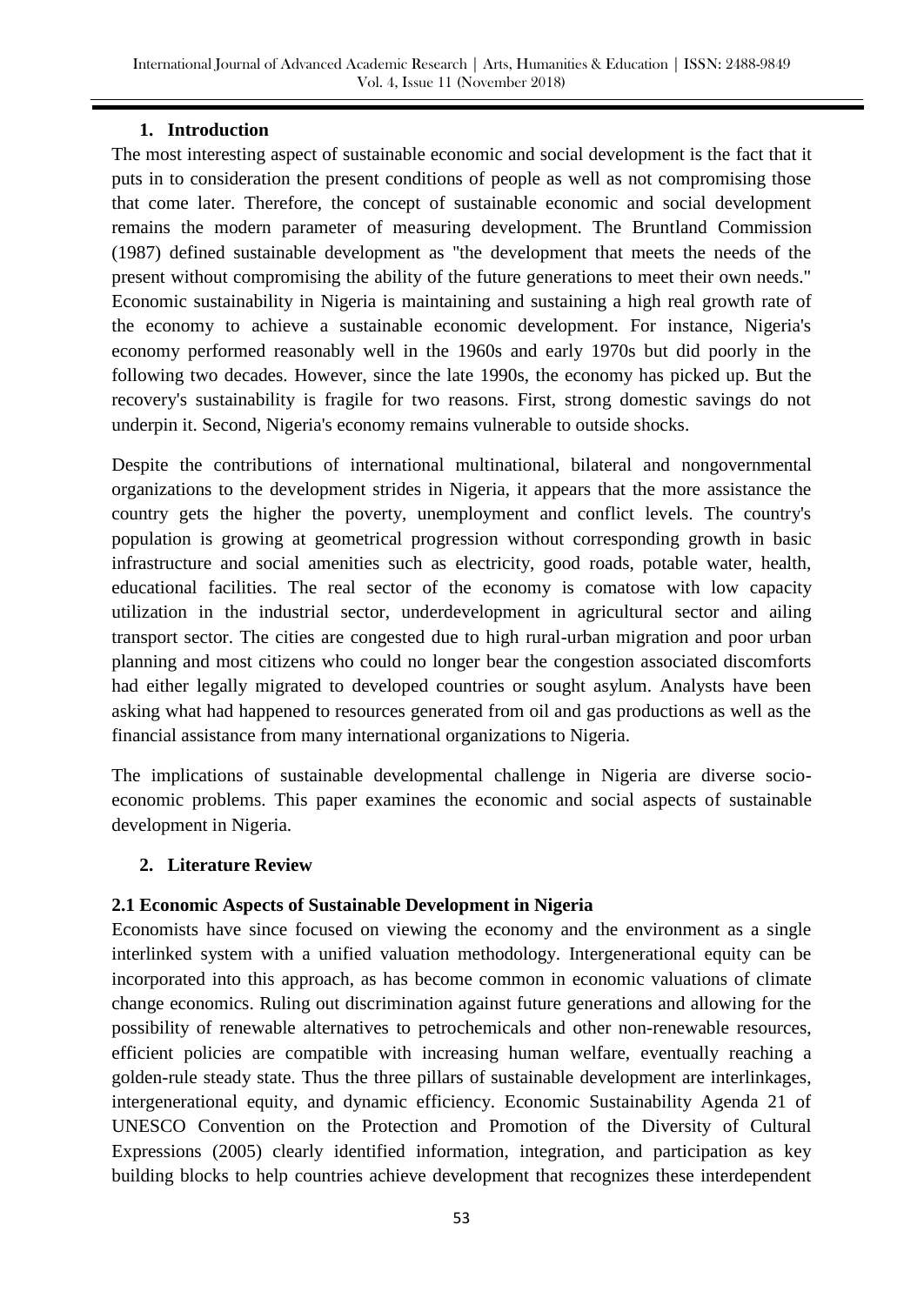## 1. Introduction

The most interesting aspect of sustainable economic and social development is the fact that it puts in to consideration the present conditions of people as well as not compromising those that come later. Therefore, the concept of sustainable economic and social development remains the modern parameter of measuring development. The Bruntland Commission (1987) defined sustainable development as "the development that meets the needs of the present without compromising the ability of the future generations to meet their own needs." Economic sustainability in Nigeria is maintaining and sustaining a high real growth rate of the economy to achieve a sustainable economic development. For instance, Nigeria's economy performed reasonably well in the 1960s and early 1970s but did poorly in the following two decades. However, since the late 1990s, the economy has picked up. But the recovery's sustainability is fragile for two reasons. First, strong domestic savings do not underpin it. Second, Nigeria's economy remains vulnerable to outside shocks.

Despite the contributions of international multinational, bilateral and nongovernmental organizations to the development strides in Nigeria, it appears that the more assistance the country gets the higher the poverty, unemployment and conflict levels. The country's population is growing at geometrical progression without corresponding growth in basic infrastructure and social amenities such as electricity, good roads, potable water, health, educational facilities. The real sector of the economy is comatose with low capacity utilization in the industrial sector, underdevelopment in agricultural sector and ailing transport sector. The cities are congested due to high rural-urban migration and poor urban planning and most citizens who could no longer bear the congestion associated discomforts had either legally migrated to developed countries or sought asylum. Analysts have been asking what had happened to resources generated from oil and gas productions as well as the financial assistance from many international organizations to Nigeria.

The implications of sustainable developmental challenge in Nigeria are diverse socio-economic problems. This paper examines the economic and social aspects of sustainable development in Nigeria.

## 2. Literature Review

### 2.1 Economic Aspects of Sustainable Development in Nigeria

Economists have since focused on viewing the economy and the environment as a single interlinked system with a unified valuation methodology. Intergenerational equity can be incorporated into this approach, as has become common in economic valuations of climate change economics. Ruling out discrimination against future generations and allowing for the possibility of renewable alternatives to petrochemicals and other non-renewable resources, efficient policies are compatible with increasing human welfare, eventually reaching a golden-rule steady state. Thus the three pillars of sustainable development are interlinkages, intergenerational equity, and dynamic efficiency. Economic Sustainability Agenda 21 of UNESCO Convention on the Protection and Promotion of the Diversity of Cultural Expressions (2005) clearly identified information, integration, and participation as key building blocks to help countries achieve development that recognizes these interdependent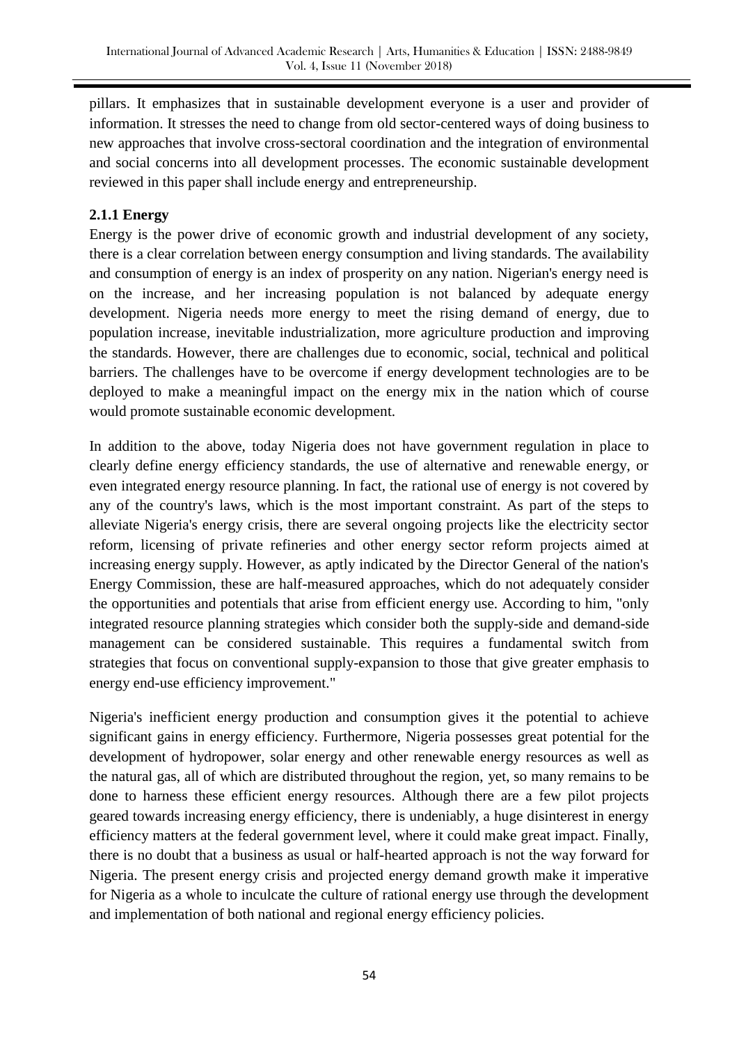pillars. It emphasizes that in sustainable development everyone is a user and provider of information. It stresses the need to change from old sector-centered ways of doing business to new approaches that involve cross-sectoral coordination and the integration of environmental and social concerns into all development processes. The economic sustainable development reviewed in this paper shall include energy and entrepreneurship.

### 2.1.1 Energy

Energy is the power drive of economic growth and industrial development of any society, there is a clear correlation between energy consumption and living standards. The availability and consumption of energy is an index of prosperity on any nation. Nigerian's energy need is on the increase, and her increasing population is not balanced by adequate energy development. Nigeria needs more energy to meet the rising demand of energy, due to population increase, inevitable industrialization, more agriculture production and improving the standards. However, there are challenges due to economic, social, technical and political barriers. The challenges have to be overcome if energy development technologies are to be deployed to make a meaningful impact on the energy mix in the nation which of course would promote sustainable economic development.

In addition to the above, today Nigeria does not have government regulation in place to clearly define energy efficiency standards, the use of alternative and renewable energy, or even integrated energy resource planning. In fact, the rational use of energy is not covered by any of the country's laws, which is the most important constraint. As part of the steps to alleviate Nigeria's energy crisis, there are several ongoing projects like the electricity sector reform, licensing of private refineries and other energy sector reform projects aimed at increasing energy supply. However, as aptly indicated by the Director General of the nation's Energy Commission, these are half-measured approaches, which do not adequately consider the opportunities and potentials that arise from efficient energy use. According to him, "only integrated resource planning strategies which consider both the supply-side and demand-side management can be considered sustainable. This requires a fundamental switch from strategies that focus on conventional supply-expansion to those that give greater emphasis to energy end-use efficiency improvement."

Nigeria's inefficient energy production and consumption gives it the potential to achieve significant gains in energy efficiency. Furthermore, Nigeria possesses great potential for the development of hydropower, solar energy and other renewable energy resources as well as the natural gas, all of which are distributed throughout the region, yet, so many remains to be done to harness these efficient energy resources. Although there are a few pilot projects geared towards increasing energy efficiency, there is undeniably, a huge disinterest in energy efficiency matters at the federal government level, where it could make great impact. Finally, there is no doubt that a business as usual or half-hearted approach is not the way forward for Nigeria. The present energy crisis and projected energy demand growth make it imperative for Nigeria as a whole to inculcate the culture of rational energy use through the development and implementation of both national and regional energy efficiency policies.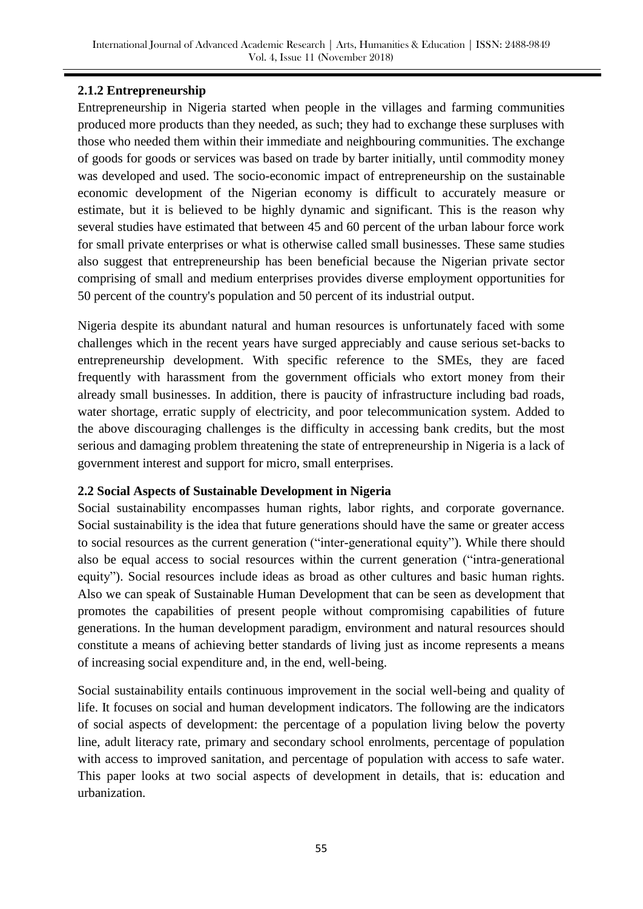### 2.1.2 Entrepreneurship

Entrepreneurship in Nigeria started when people in the villages and farming communities produced more products than they needed, as such; they had to exchange these surpluses with those who needed them within their immediate and neighbouring communities. The exchange of goods for goods or services was based on trade by barter initially, until commodity money was developed and used. The socio-economic impact of entrepreneurship on the sustainable economic development of the Nigerian economy is difficult to accurately measure or estimate, but it is believed to be highly dynamic and significant. This is the reason why several studies have estimated that between 45 and 60 percent of the urban labour force work for small private enterprises or what is otherwise called small businesses. These same studies also suggest that entrepreneurship has been beneficial because the Nigerian private sector comprising of small and medium enterprises provides diverse employment opportunities for 50 percent of the country's population and 50 percent of its industrial output.

Nigeria despite its abundant natural and human resources is unfortunately faced with some challenges which in the recent years have surged appreciably and cause serious set-backs to entrepreneurship development. With specific reference to the SMEs, they are faced frequently with harassment from the government officials who extort money from their already small businesses. In addition, there is paucity of infrastructure including bad roads, water shortage, erratic supply of electricity, and poor telecommunication system. Added to the above discouraging challenges is the difficulty in accessing bank credits, but the most serious and damaging problem threatening the state of entrepreneurship in Nigeria is a lack of government interest and support for micro, small enterprises.

## 2.2 Social Aspects of Sustainable Development in Nigeria

Social sustainability encompasses human rights, labor rights, and corporate governance. Social sustainability is the idea that future generations should have the same or greater access to social resources as the current generation ("inter-generational equity"). While there should also be equal access to social resources within the current generation ("intra-generational equity"). Social resources include ideas as broad as other cultures and basic human rights. Also we can speak of Sustainable Human Development that can be seen as development that promotes the capabilities of present people without compromising capabilities of future generations. In the human development paradigm, environment and natural resources should constitute a means of achieving better standards of living just as income represents a means of increasing social expenditure and, in the end, well-being.

Social sustainability entails continuous improvement in the social well-being and quality of life. It focuses on social and human development indicators. The following are the indicators of social aspects of development: the percentage of a population living below the poverty line, adult literacy rate, primary and secondary school enrolments, percentage of population with access to improved sanitation, and percentage of population with access to safe water. This paper looks at two social aspects of development in details, that is: education and urbanization.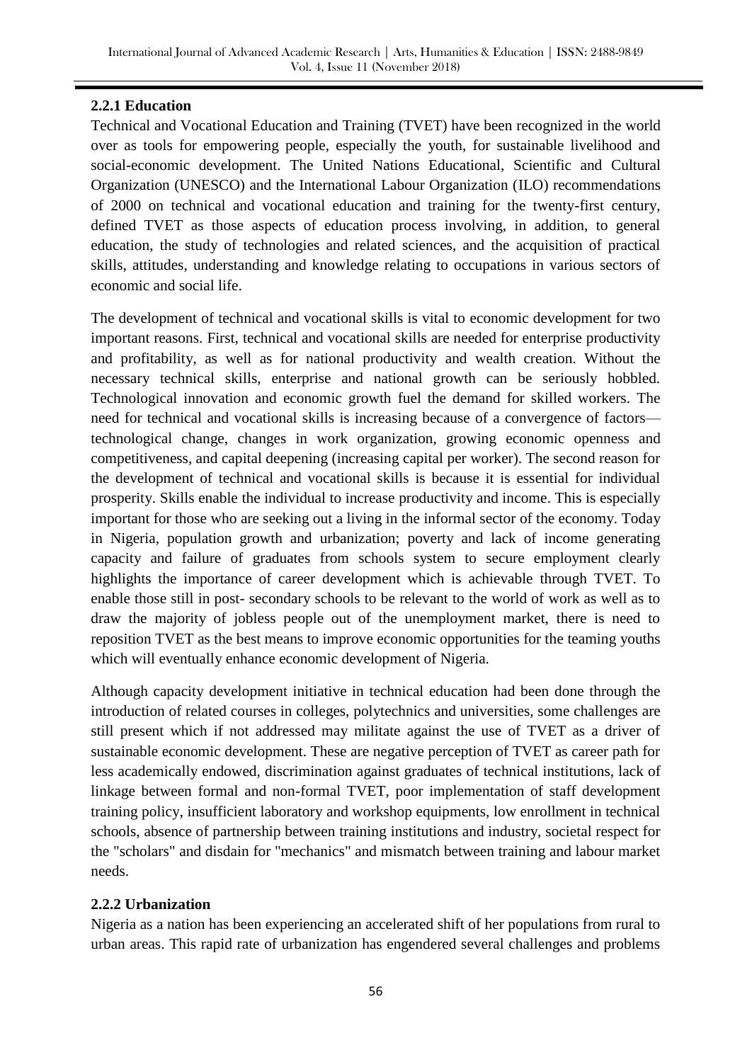### 2.2.1 Education

Technical and Vocational Education and Training (TVET) have been recognized in the world over as tools for empowering people, especially the youth, for sustainable livelihood and social-economic development. The United Nations Educational, Scientific and Cultural Organization (UNESCO) and the International Labour Organization (ILO) recommendations of 2000 on technical and vocational education and training for the twenty-first century, defined TVET as those aspects of education process involving, in addition, to general education, the study of technologies and related sciences, and the acquisition of practical skills, attitudes, understanding and knowledge relating to occupations in various sectors of economic and social life.

The development of technical and vocational skills is vital to economic development for two important reasons. First, technical and vocational skills are needed for enterprise productivity and profitability, as well as for national productivity and wealth creation. Without the necessary technical skills, enterprise and national growth can be seriously hobbled. Technological innovation and economic growth fuel the demand for skilled workers. The need for technical and vocational skills is increasing because of a convergence of factors—technological change, changes in work organization, growing economic openness and competitiveness, and capital deepening (increasing capital per worker). The second reason for the development of technical and vocational skills is because it is essential for individual prosperity. Skills enable the individual to increase productivity and income. This is especially important for those who are seeking out a living in the informal sector of the economy. Today in Nigeria, population growth and urbanization; poverty and lack of income generating capacity and failure of graduates from schools system to secure employment clearly highlights the importance of career development which is achievable through TVET. To enable those still in post- secondary schools to be relevant to the world of work as well as to draw the majority of jobless people out of the unemployment market, there is need to reposition TVET as the best means to improve economic opportunities for the teaming youths which will eventually enhance economic development of Nigeria.

Although capacity development initiative in technical education had been done through the introduction of related courses in colleges, polytechnics and universities, some challenges are still present which if not addressed may militate against the use of TVET as a driver of sustainable economic development. These are negative perception of TVET as career path for less academically endowed, discrimination against graduates of technical institutions, lack of linkage between formal and non-formal TVET, poor implementation of staff development training policy, insufficient laboratory and workshop equipments, low enrollment in technical schools, absence of partnership between training institutions and industry, societal respect for the "scholars" and disdain for "mechanics" and mismatch between training and labour market needs.

### 2.2.2 Urbanization

Nigeria as a nation has been experiencing an accelerated shift of her populations from rural to urban areas. This rapid rate of urbanization has engendered several challenges and problems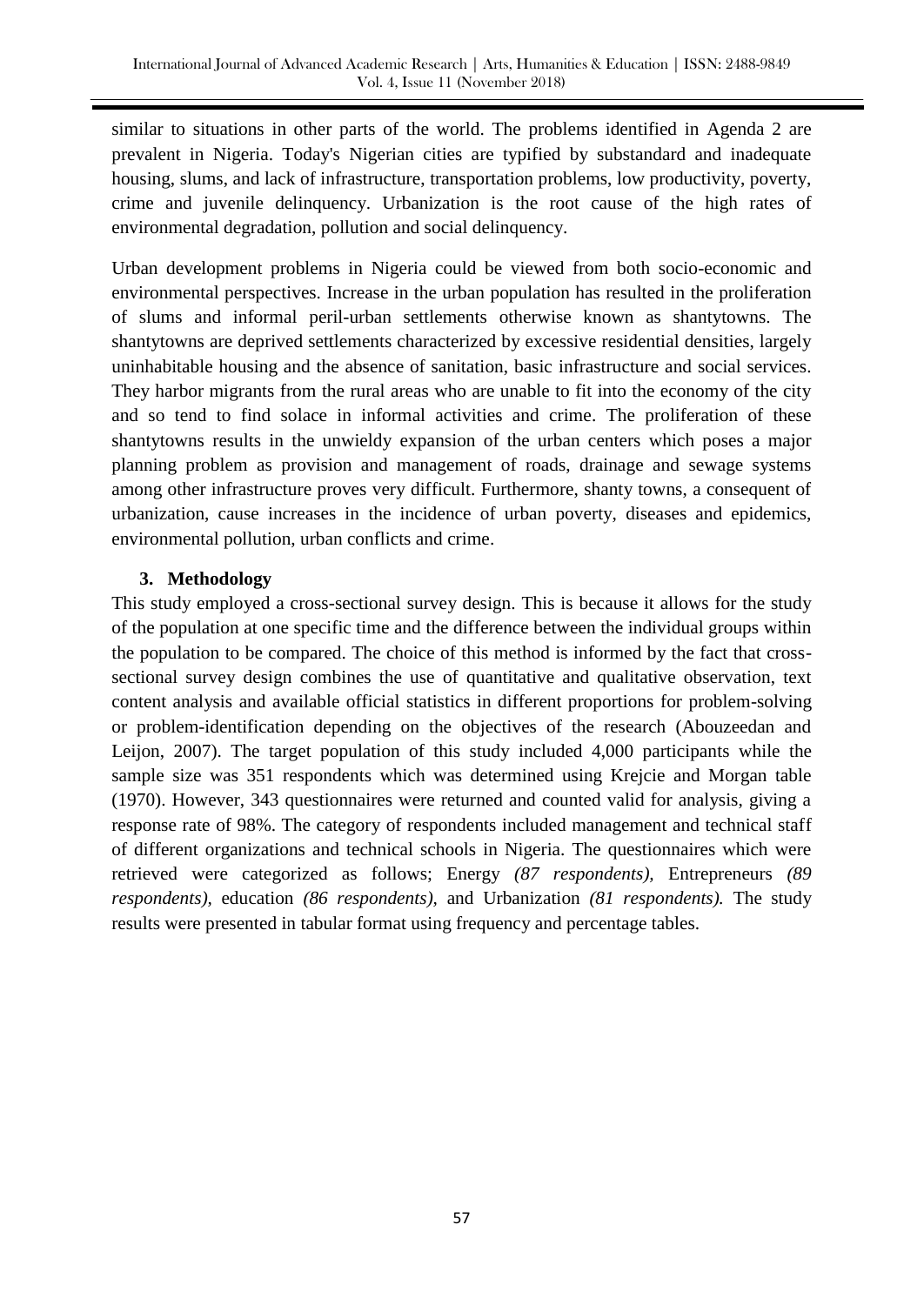similar to situations in other parts of the world. The problems identified in Agenda 2 are prevalent in Nigeria. Today's Nigerian cities are typified by substandard and inadequate housing, slums, and lack of infrastructure, transportation problems, low productivity, poverty, crime and juvenile delinquency. Urbanization is the root cause of the high rates of environmental degradation, pollution and social delinquency.

Urban development problems in Nigeria could be viewed from both socio-economic and environmental perspectives. Increase in the urban population has resulted in the proliferation of slums and informal peril-urban settlements otherwise known as shantytowns. The shantytowns are deprived settlements characterized by excessive residential densities, largely uninhabitable housing and the absence of sanitation, basic infrastructure and social services. They harbor migrants from the rural areas who are unable to fit into the economy of the city and so tend to find solace in informal activities and crime. The proliferation of these shantytowns results in the unwieldy expansion of the urban centers which poses a major planning problem as provision and management of roads, drainage and sewage systems among other infrastructure proves very difficult. Furthermore, shanty towns, a consequent of urbanization, cause increases in the incidence of urban poverty, diseases and epidemics, environmental pollution, urban conflicts and crime.

## 3. Methodology

This study employed a cross-sectional survey design. This is because it allows for the study of the population at one specific time and the difference between the individual groups within the population to be compared. The choice of this method is informed by the fact that cross-sectional survey design combines the use of quantitative and qualitative observation, text content analysis and available official statistics in different proportions for problem-solving or problem-identification depending on the objectives of the research (Abouzeedan and Leijon, 2007). The target population of this study included 4,000 participants while the sample size was 351 respondents which was determined using Krejcie and Morgan table (1970). However, 343 questionnaires were returned and counted valid for analysis, giving a response rate of 98%. The category of respondents included management and technical staff of different organizations and technical schools in Nigeria. The questionnaires which were retrieved were categorized as follows; Energy *(87 respondents),* Entrepreneurs *(89 respondents),* education *(86 respondents),* and Urbanization *(81 respondents).* The study results were presented in tabular format using frequency and percentage tables.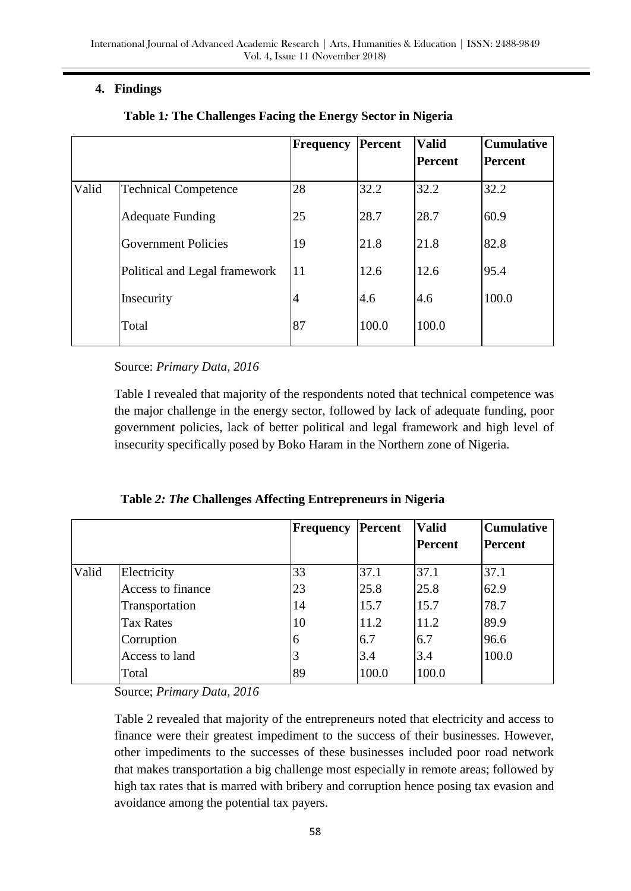## 4. Findings

**Table 1: The Challenges Facing the Energy Sector in Nigeria**

| | | Frequency | Percent | Valid Percent | Cumulative Percent |
|---|---|---|---|---|---|
| Valid | Technical Competence | 28 | 32.2 | 32.2 | 32.2 |
| | Adequate Funding | 25 | 28.7 | 28.7 | 60.9 |
| | Government Policies | 19 | 21.8 | 21.8 | 82.8 |
| | Political and Legal framework | 11 | 12.6 | 12.6 | 95.4 |
| | Insecurity | 4 | 4.6 | 4.6 | 100.0 |
| | Total | 87 | 100.0 | 100.0 | |

Source: *Primary Data, 2016*

Table I revealed that majority of the respondents noted that technical competence was the major challenge in the energy sector, followed by lack of adequate funding, poor government policies, lack of better political and legal framework and high level of insecurity specifically posed by Boko Haram in the Northern zone of Nigeria.

**Table *2: The* Challenges Affecting Entrepreneurs in Nigeria**

| | | Frequency | Percent | Valid Percent | Cumulative Percent |
|---|---|---|---|---|---|
| Valid | Electricity | 33 | 37.1 | 37.1 | 37.1 |
| | Access to finance | 23 | 25.8 | 25.8 | 62.9 |
| | Transportation | 14 | 15.7 | 15.7 | 78.7 |
| | Tax Rates | 10 | 11.2 | 11.2 | 89.9 |
| | Corruption | 6 | 6.7 | 6.7 | 96.6 |
| | Access to land | 3 | 3.4 | 3.4 | 100.0 |
| | Total | 89 | 100.0 | 100.0 | |

Source; *Primary Data, 2016*

Table 2 revealed that majority of the entrepreneurs noted that electricity and access to finance were their greatest impediment to the success of their businesses. However, other impediments to the successes of these businesses included poor road network that makes transportation a big challenge most especially in remote areas; followed by high tax rates that is marred with bribery and corruption hence posing tax evasion and avoidance among the potential tax payers.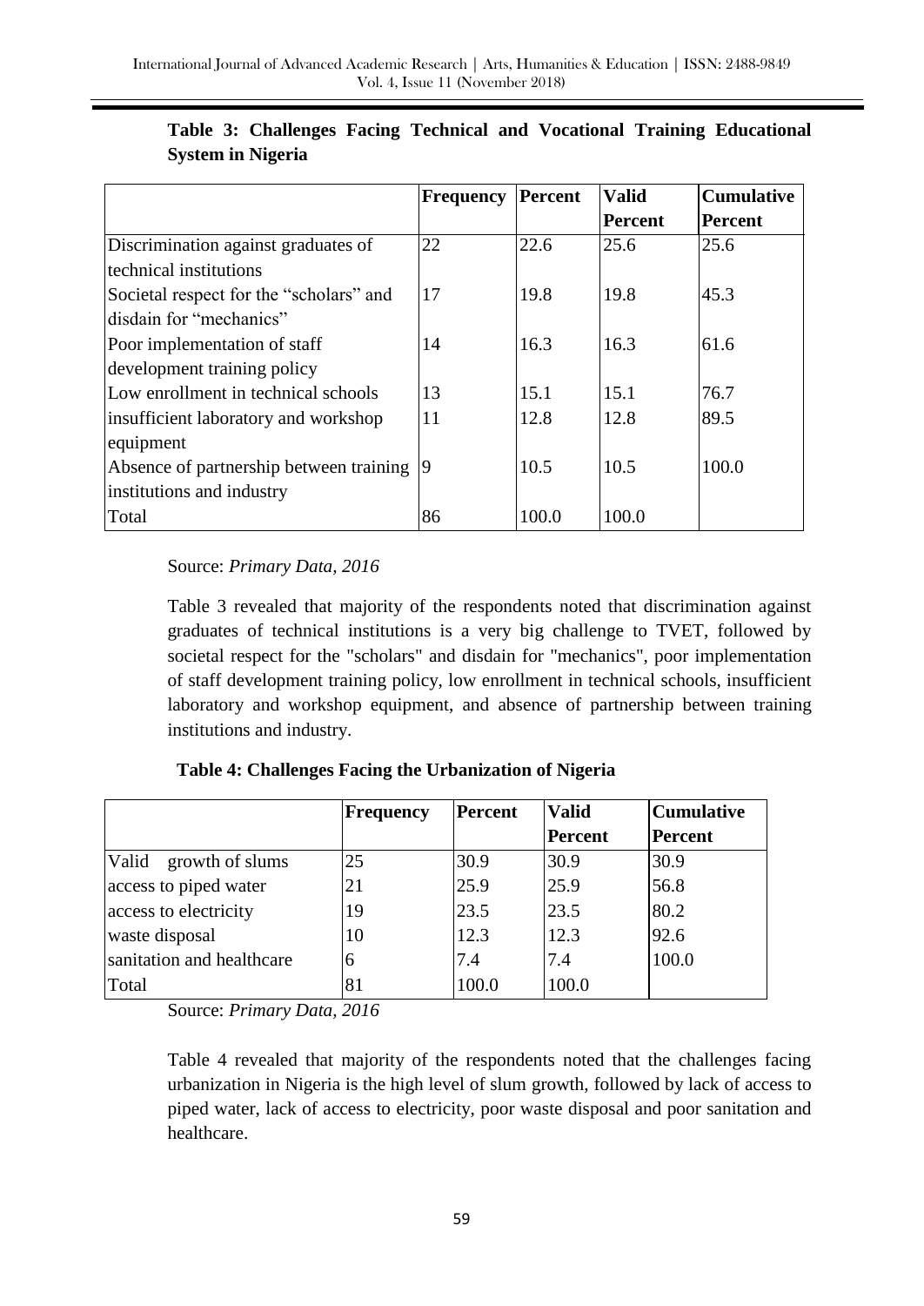**Table 3: Challenges Facing Technical and Vocational Training Educational System in Nigeria**

| | Frequency | Percent | Valid Percent | Cumulative Percent |
|---|---|---|---|---|
| Discrimination against graduates of technical institutions | 22 | 22.6 | 25.6 | 25.6 |
| Societal respect for the "scholars" and disdain for "mechanics" | 17 | 19.8 | 19.8 | 45.3 |
| Poor implementation of staff development training policy | 14 | 16.3 | 16.3 | 61.6 |
| Low enrollment in technical schools | 13 | 15.1 | 15.1 | 76.7 |
| insufficient laboratory and workshop equipment | 11 | 12.8 | 12.8 | 89.5 |
| Absence of partnership between training institutions and industry | 9 | 10.5 | 10.5 | 100.0 |
| Total | 86 | 100.0 | 100.0 | |

Source: *Primary Data, 2016*

Table 3 revealed that majority of the respondents noted that discrimination against graduates of technical institutions is a very big challenge to TVET, followed by societal respect for the "scholars" and disdain for "mechanics", poor implementation of staff development training policy, low enrollment in technical schools, insufficient laboratory and workshop equipment, and absence of partnership between training institutions and industry.

**Table 4: Challenges Facing the Urbanization of Nigeria**

| | Frequency | Percent | Valid Percent | Cumulative Percent |
|---|---|---|---|---|
| Valid growth of slums | 25 | 30.9 | 30.9 | 30.9 |
| access to piped water | 21 | 25.9 | 25.9 | 56.8 |
| access to electricity | 19 | 23.5 | 23.5 | 80.2 |
| waste disposal | 10 | 12.3 | 12.3 | 92.6 |
| sanitation and healthcare | 6 | 7.4 | 7.4 | 100.0 |
| Total | 81 | 100.0 | 100.0 | |

Source: *Primary Data, 2016*

Table 4 revealed that majority of the respondents noted that the challenges facing urbanization in Nigeria is the high level of slum growth, followed by lack of access to piped water, lack of access to electricity, poor waste disposal and poor sanitation and healthcare.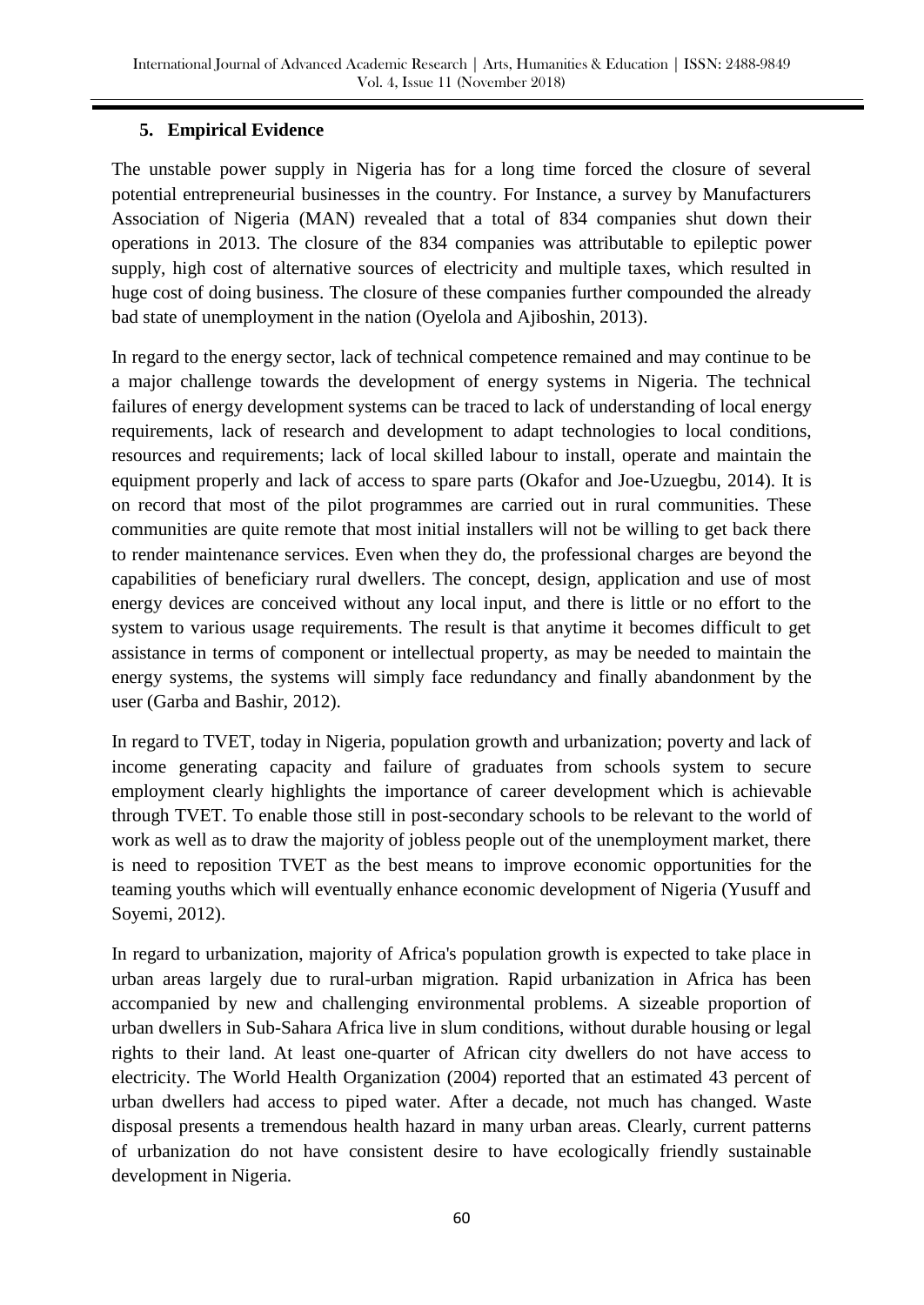## 5. Empirical Evidence

The unstable power supply in Nigeria has for a long time forced the closure of several potential entrepreneurial businesses in the country. For Instance, a survey by Manufacturers Association of Nigeria (MAN) revealed that a total of 834 companies shut down their operations in 2013. The closure of the 834 companies was attributable to epileptic power supply, high cost of alternative sources of electricity and multiple taxes, which resulted in huge cost of doing business. The closure of these companies further compounded the already bad state of unemployment in the nation (Oyelola and Ajiboshin, 2013).

In regard to the energy sector, lack of technical competence remained and may continue to be a major challenge towards the development of energy systems in Nigeria. The technical failures of energy development systems can be traced to lack of understanding of local energy requirements, lack of research and development to adapt technologies to local conditions, resources and requirements; lack of local skilled labour to install, operate and maintain the equipment properly and lack of access to spare parts (Okafor and Joe-Uzuegbu, 2014). It is on record that most of the pilot programmes are carried out in rural communities. These communities are quite remote that most initial installers will not be willing to get back there to render maintenance services. Even when they do, the professional charges are beyond the capabilities of beneficiary rural dwellers. The concept, design, application and use of most energy devices are conceived without any local input, and there is little or no effort to the system to various usage requirements. The result is that anytime it becomes difficult to get assistance in terms of component or intellectual property, as may be needed to maintain the energy systems, the systems will simply face redundancy and finally abandonment by the user (Garba and Bashir, 2012).

In regard to TVET, today in Nigeria, population growth and urbanization; poverty and lack of income generating capacity and failure of graduates from schools system to secure employment clearly highlights the importance of career development which is achievable through TVET. To enable those still in post-secondary schools to be relevant to the world of work as well as to draw the majority of jobless people out of the unemployment market, there is need to reposition TVET as the best means to improve economic opportunities for the teaming youths which will eventually enhance economic development of Nigeria (Yusuff and Soyemi, 2012).

In regard to urbanization, majority of Africa's population growth is expected to take place in urban areas largely due to rural-urban migration. Rapid urbanization in Africa has been accompanied by new and challenging environmental problems. A sizeable proportion of urban dwellers in Sub-Sahara Africa live in slum conditions, without durable housing or legal rights to their land. At least one-quarter of African city dwellers do not have access to electricity. The World Health Organization (2004) reported that an estimated 43 percent of urban dwellers had access to piped water. After a decade, not much has changed. Waste disposal presents a tremendous health hazard in many urban areas. Clearly, current patterns of urbanization do not have consistent desire to have ecologically friendly sustainable development in Nigeria.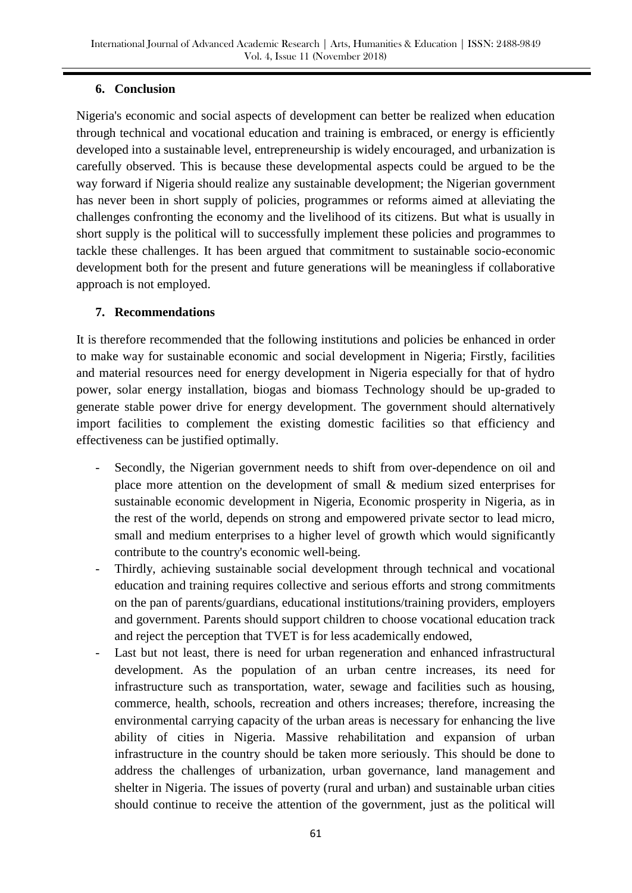## 6. Conclusion

Nigeria's economic and social aspects of development can better be realized when education through technical and vocational education and training is embraced, or energy is efficiently developed into a sustainable level, entrepreneurship is widely encouraged, and urbanization is carefully observed. This is because these developmental aspects could be argued to be the way forward if Nigeria should realize any sustainable development; the Nigerian government has never been in short supply of policies, programmes or reforms aimed at alleviating the challenges confronting the economy and the livelihood of its citizens. But what is usually in short supply is the political will to successfully implement these policies and programmes to tackle these challenges. It has been argued that commitment to sustainable socio-economic development both for the present and future generations will be meaningless if collaborative approach is not employed.

## 7. Recommendations

It is therefore recommended that the following institutions and policies be enhanced in order to make way for sustainable economic and social development in Nigeria; Firstly, facilities and material resources need for energy development in Nigeria especially for that of hydro power, solar energy installation, biogas and biomass Technology should be up-graded to generate stable power drive for energy development. The government should alternatively import facilities to complement the existing domestic facilities so that efficiency and effectiveness can be justified optimally.

- Secondly, the Nigerian government needs to shift from over-dependence on oil and place more attention on the development of small & medium sized enterprises for sustainable economic development in Nigeria, Economic prosperity in Nigeria, as in the rest of the world, depends on strong and empowered private sector to lead micro, small and medium enterprises to a higher level of growth which would significantly contribute to the country's economic well-being.
- Thirdly, achieving sustainable social development through technical and vocational education and training requires collective and serious efforts and strong commitments on the pan of parents/guardians, educational institutions/training providers, employers and government. Parents should support children to choose vocational education track and reject the perception that TVET is for less academically endowed,
- Last but not least, there is need for urban regeneration and enhanced infrastructural development. As the population of an urban centre increases, its need for infrastructure such as transportation, water, sewage and facilities such as housing, commerce, health, schools, recreation and others increases; therefore, increasing the environmental carrying capacity of the urban areas is necessary for enhancing the live ability of cities in Nigeria. Massive rehabilitation and expansion of urban infrastructure in the country should be taken more seriously. This should be done to address the challenges of urbanization, urban governance, land management and shelter in Nigeria. The issues of poverty (rural and urban) and sustainable urban cities should continue to receive the attention of the government, just as the political will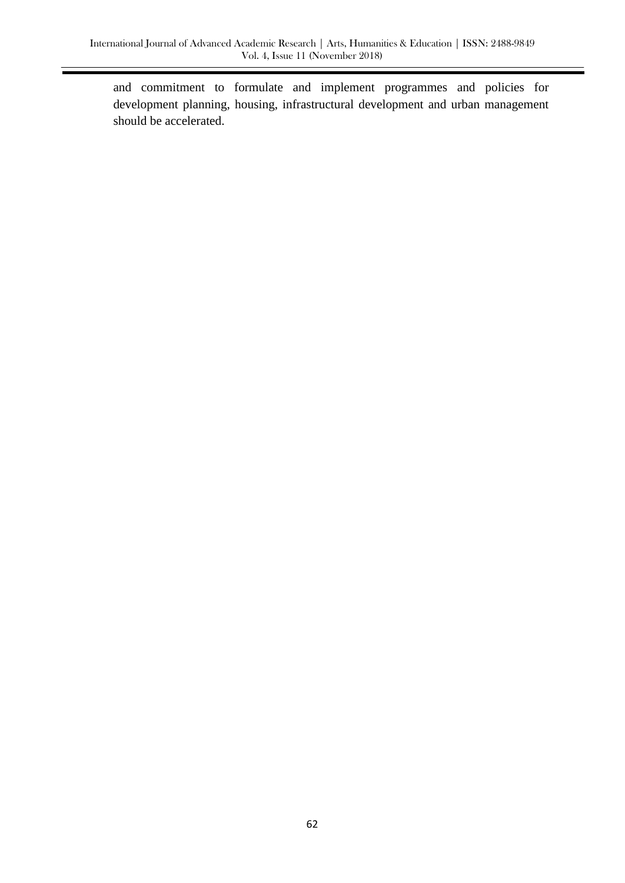and commitment to formulate and implement programmes and policies for development planning, housing, infrastructural development and urban management should be accelerated.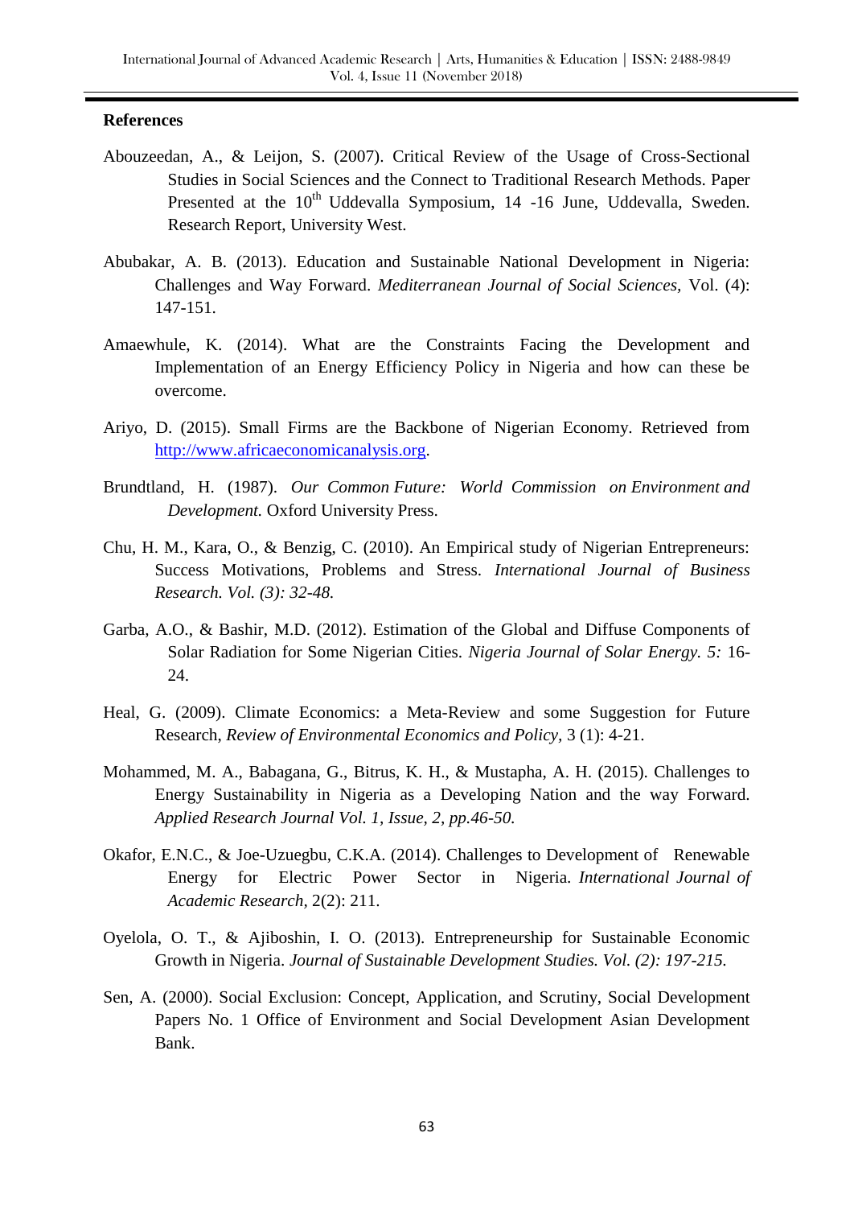## References

Abouzeedan, A., & Leijon, S. (2007). Critical Review of the Usage of Cross-Sectional Studies in Social Sciences and the Connect to Traditional Research Methods. Paper Presented at the 10th Uddevalla Symposium, 14 -16 June, Uddevalla, Sweden. Research Report, University West.

Abubakar, A. B. (2013). Education and Sustainable National Development in Nigeria: Challenges and Way Forward. *Mediterranean Journal of Social Sciences*, Vol. (4): 147-151.

Amaewhule, K. (2014). What are the Constraints Facing the Development and Implementation of an Energy Efficiency Policy in Nigeria and how can these be overcome.

Ariyo, D. (2015). Small Firms are the Backbone of Nigerian Economy. Retrieved from http://www.africaeconomicanalysis.org.

Brundtland, H. (1987). *Our Common Future: World Commission on Environment and Development.* Oxford University Press.

Chu, H. M., Kara, O., & Benzig, C. (2010). An Empirical study of Nigerian Entrepreneurs: Success Motivations, Problems and Stress. *International Journal of Business Research. Vol. (3): 32-48.*

Garba, A.O., & Bashir, M.D. (2012). Estimation of the Global and Diffuse Components of Solar Radiation for Some Nigerian Cities. *Nigeria Journal of Solar Energy. 5:* 16-24.

Heal, G. (2009). Climate Economics: a Meta-Review and some Suggestion for Future Research, *Review of Environmental Economics and Policy*, 3 (1): 4-21.

Mohammed, M. A., Babagana, G., Bitrus, K. H., & Mustapha, A. H. (2015). Challenges to Energy Sustainability in Nigeria as a Developing Nation and the way Forward. *Applied Research Journal Vol. 1, Issue, 2, pp.46-50.*

Okafor, E.N.C., & Joe-Uzuegbu, C.K.A. (2014). Challenges to Development of Renewable Energy for Electric Power Sector in Nigeria. *International Journal of Academic Research*, 2(2): 211.

Oyelola, O. T., & Ajiboshin, I. O. (2013). Entrepreneurship for Sustainable Economic Growth in Nigeria. *Journal of Sustainable Development Studies. Vol. (2): 197-215.*

Sen, A. (2000). Social Exclusion: Concept, Application, and Scrutiny, Social Development Papers No. 1 Office of Environment and Social Development Asian Development Bank.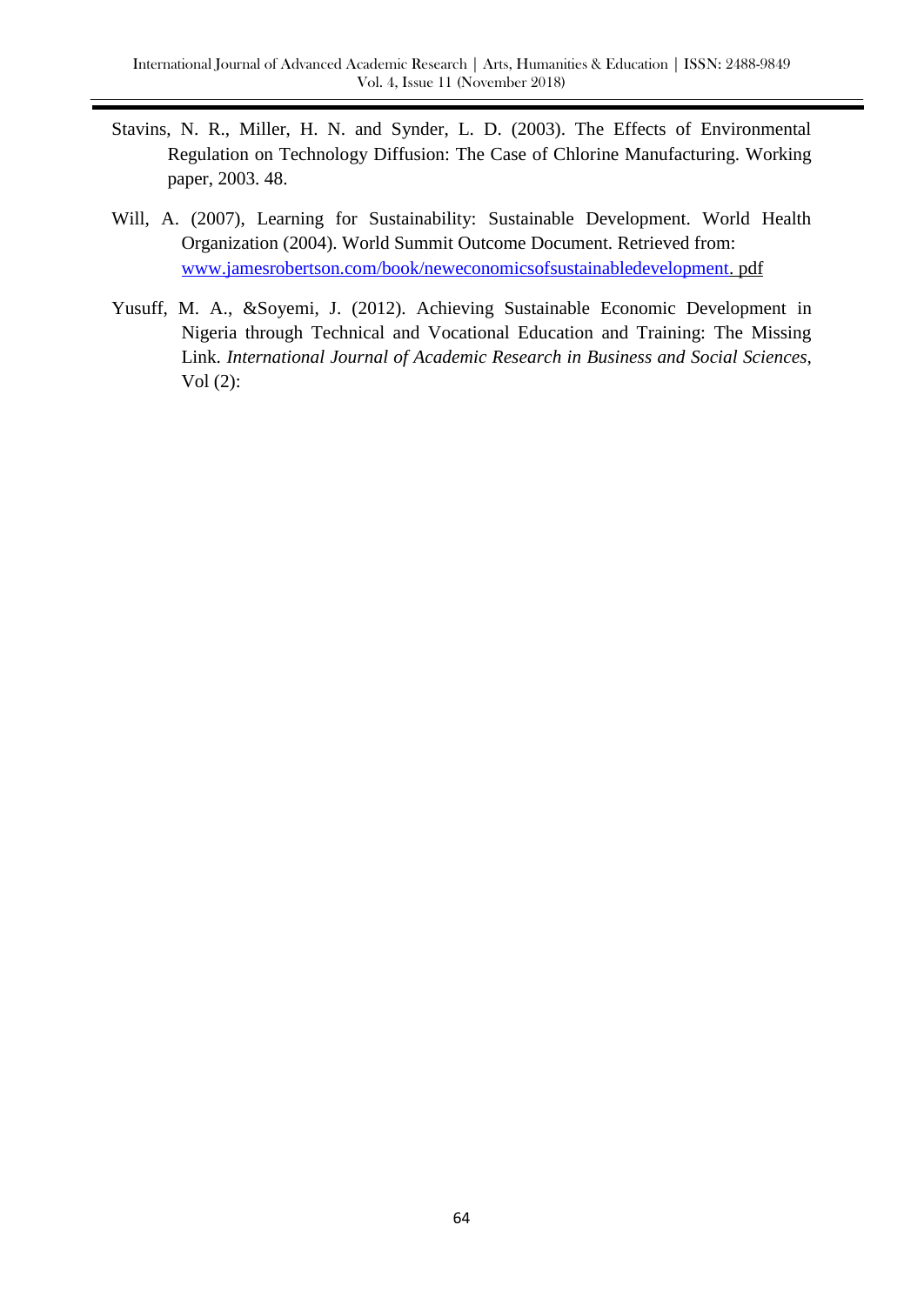Stavins, N. R., Miller, H. N. and Synder, L. D. (2003). The Effects of Environmental Regulation on Technology Diffusion: The Case of Chlorine Manufacturing. Working paper, 2003. 48.

Will, A. (2007), Learning for Sustainability: Sustainable Development. World Health Organization (2004). World Summit Outcome Document. Retrieved from: www.jamesrobertson.com/book/neweconomicsofsustainabledevelopment. pdf

Yusuff, M. A., &Soyemi, J. (2012). Achieving Sustainable Economic Development in Nigeria through Technical and Vocational Education and Training: The Missing Link. *International Journal of Academic Research in Business and Social Sciences*, Vol (2):